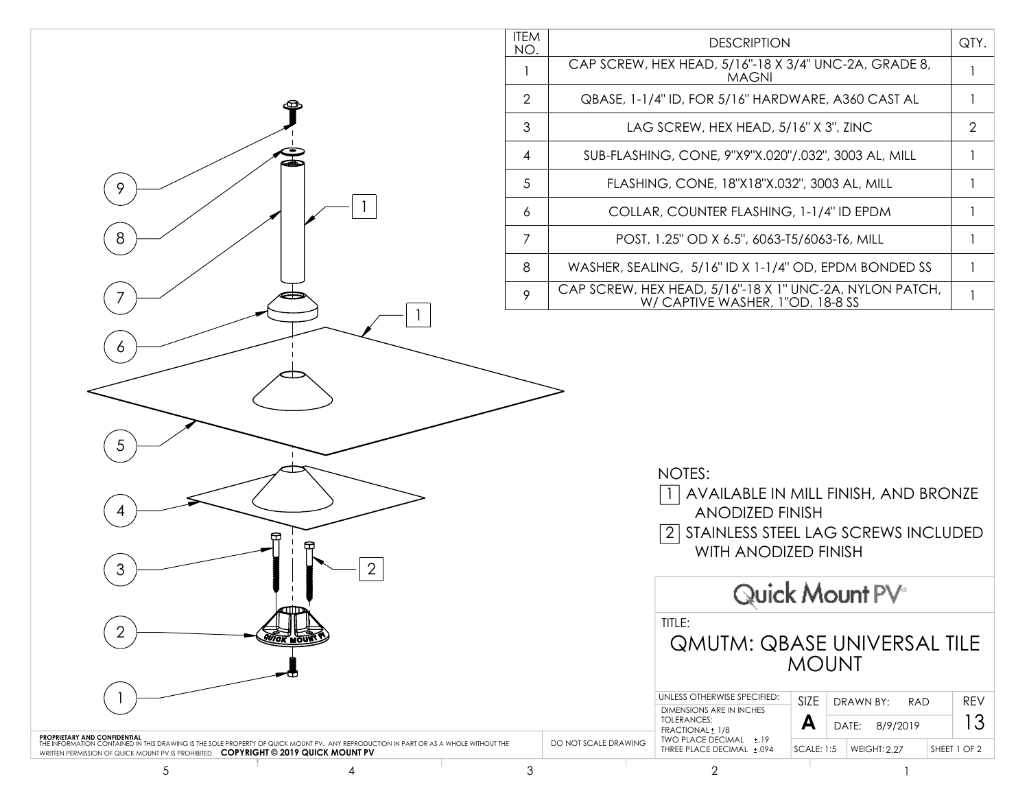| ITEM NO. | DESCRIPTION | QTY. |
|---|---|---|
| 1 | CAP SCREW, HEX HEAD, 5/16"-18 X 3/4" UNC-2A, GRADE 8, MAGNI | 1 |
| 2 | QBASE, 1-1/4" ID, FOR 5/16" HARDWARE, A360 CAST AL | 1 |
| 3 | LAG SCREW, HEX HEAD, 5/16" X 3", ZINC | 2 |
| 4 | SUB-FLASHING, CONE, 9"X9"X.020"/.032", 3003 AL, MILL | 1 |
| 5 | FLASHING, CONE, 18"X18"X.032", 3003 AL, MILL | 1 |
| 6 | COLLAR, COUNTER FLASHING, 1-1/4" ID EPDM | 1 |
| 7 | POST, 1.25" OD X 6.5", 6063-T5/6063-T6, MILL | 1 |
| 8 | WASHER, SEALING, 5/16" ID X 1-1/4" OD, EPDM BONDED SS | 1 |
| 9 | CAP SCREW, HEX HEAD, 5/16"-18 X 1" UNC-2A, NYLON PATCH, W/ CAPTIVE WASHER, 1"OD, 18-8 SS | 1 |

9
8
7
1
6
1
5
4
3
2
2
1

NOTES:

1. AVAILABLE IN MILL FINISH, AND BRONZE ANODIZED FINISH
2. STAINLESS STEEL LAG SCREWS INCLUDED WITH ANODIZED FINISH

Quick Mount PV

TITLE:

# QMUTM: QBASE UNIVERSAL TILE MOUNT

| UNLESS OTHERWISE SPECIFIED: DIMENSIONS ARE IN INCHES TOLERANCES: FRACTIONAL ± 1/8 TWO PLACE DECIMAL ±.19 THREE PLACE DECIMAL ±.094 | SIZE A | DRAWN BY: RAD DATE: 8/9/2019 | REV 13 |
|---|---|---|---|
| | SCALE: 1:5 | WEIGHT: 2.27 | SHEET 1 OF 2 |

**PROPRIETARY AND CONFIDENTIAL**
THE INFORMATION CONTAINED IN THIS DRAWING IS THE SOLE PROPERTY OF QUICK MOUNT PV. ANY REPRODUCTION IN PART OR AS A WHOLE WITHOUT THE WRITTEN PERMISSION OF QUICK MOUNT PV IS PROHIBITED. **COPYRIGHT © 2019 QUICK MOUNT PV**

DO NOT SCALE DRAWING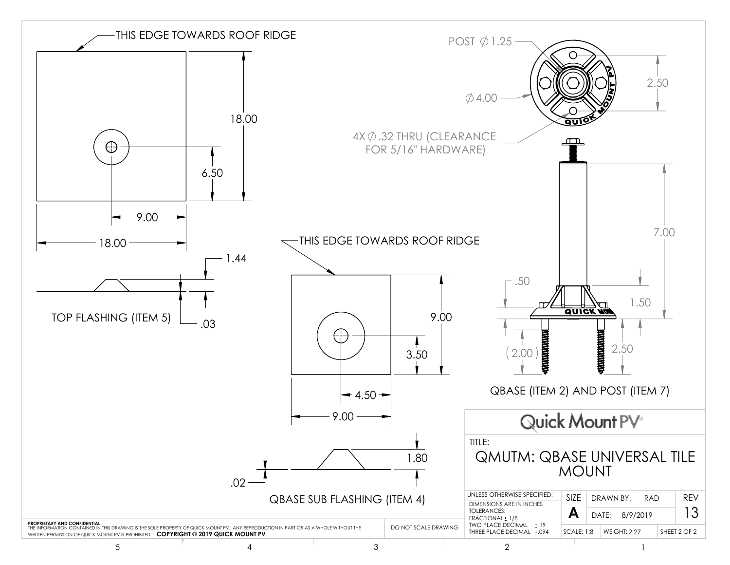THIS EDGE TOWARDS ROOF RIDGE

18.00

6.50

9.00

18.00

1.44

TOP FLASHING (ITEM 5)

.03

THIS EDGE TOWARDS ROOF RIDGE

9.00

3.50

4.50

9.00

1.80

.02

QBASE SUB FLASHING (ITEM 4)

POST ∅1.25

∅4.00

2.50

4X ∅.32 THRU (CLEARANCE FOR 5/16" HARDWARE)

7.00

.50

1.50

(2.00)

2.50

QBASE (ITEM 2) AND POST (ITEM 7)

Quick Mount PV

TITLE:

# QMUTM: QBASE UNIVERSAL TILE MOUNT

| | | | |
|---|---|---|---|
| UNLESS OTHERWISE SPECIFIED: DIMENSIONS ARE IN INCHES TOLERANCES: FRACTIONAL ± 1/8 TWO PLACE DECIMAL ± .19 THREE PLACE DECIMAL ± .094 | SIZE A | DRAWN BY: RAD DATE: 8/9/2019 | REV 13 |
| | SCALE: 1:8 | WEIGHT: 2.27 | SHEET 2 OF 2 |

**PROPRIETARY AND CONFIDENTIAL**
THE INFORMATION CONTAINED IN THIS DRAWING IS THE SOLE PROPERTY OF QUICK MOUNT PV. ANY REPRODUCTION IN PART OR AS A WHOLE WITHOUT THE WRITTEN PERMISSION OF QUICK MOUNT PV IS PROHIBITED. **COPYRIGHT © 2019 QUICK MOUNT PV**

DO NOT SCALE DRAWING